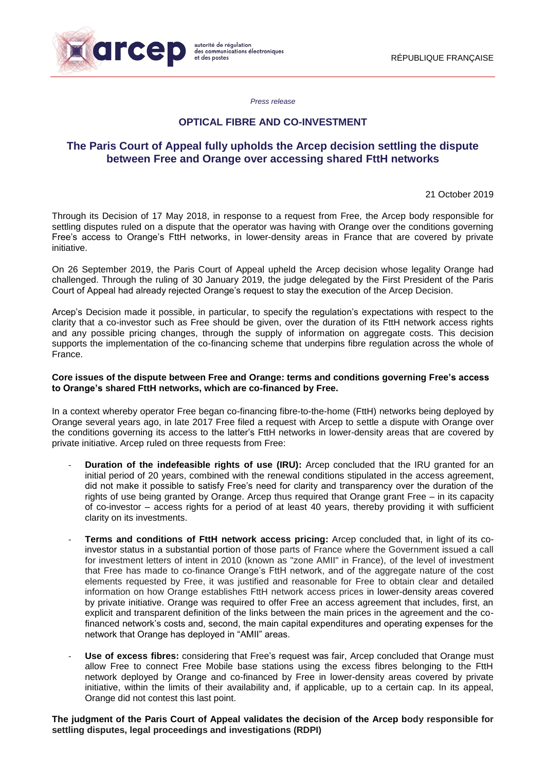arcep autorité de régulation des communications électroniques et des postes

RÉPUBLIQUE FRANÇAISE

*Press release*

## OPTICAL FIBRE AND CO-INVESTMENT

# The Paris Court of Appeal fully upholds the Arcep decision settling the dispute between Free and Orange over accessing shared FttH networks

21 October 2019

Through its Decision of 17 May 2018, in response to a request from Free, the Arcep body responsible for settling disputes ruled on a dispute that the operator was having with Orange over the conditions governing Free's access to Orange's FttH networks, in lower-density areas in France that are covered by private initiative.

On 26 September 2019, the Paris Court of Appeal upheld the Arcep decision whose legality Orange had challenged. Through the ruling of 30 January 2019, the judge delegated by the First President of the Paris Court of Appeal had already rejected Orange's request to stay the execution of the Arcep Decision.

Arcep's Decision made it possible, in particular, to specify the regulation's expectations with respect to the clarity that a co-investor such as Free should be given, over the duration of its FttH network access rights and any possible pricing changes, through the supply of information on aggregate costs. This decision supports the implementation of the co-financing scheme that underpins fibre regulation across the whole of France.

**Core issues of the dispute between Free and Orange: terms and conditions governing Free's access to Orange's shared FttH networks, which are co-financed by Free.**

In a context whereby operator Free began co-financing fibre-to-the-home (FttH) networks being deployed by Orange several years ago, in late 2017 Free filed a request with Arcep to settle a dispute with Orange over the conditions governing its access to the latter's FttH networks in lower-density areas that are covered by private initiative. Arcep ruled on three requests from Free:

- **Duration of the indefeasible rights of use (IRU):** Arcep concluded that the IRU granted for an initial period of 20 years, combined with the renewal conditions stipulated in the access agreement, did not make it possible to satisfy Free's need for clarity and transparency over the duration of the rights of use being granted by Orange. Arcep thus required that Orange grant Free – in its capacity of co-investor – access rights for a period of at least 40 years, thereby providing it with sufficient clarity on its investments.
- **Terms and conditions of FttH network access pricing:** Arcep concluded that, in light of its co-investor status in a substantial portion of those parts of France where the Government issued a call for investment letters of intent in 2010 (known as "zone AMII" in France), of the level of investment that Free has made to co-finance Orange's FttH network, and of the aggregate nature of the cost elements requested by Free, it was justified and reasonable for Free to obtain clear and detailed information on how Orange establishes FttH network access prices in lower-density areas covered by private initiative. Orange was required to offer Free an access agreement that includes, first, an explicit and transparent definition of the links between the main prices in the agreement and the co-financed network's costs and, second, the main capital expenditures and operating expenses for the network that Orange has deployed in "AMII" areas.
- **Use of excess fibres:** considering that Free's request was fair, Arcep concluded that Orange must allow Free to connect Free Mobile base stations using the excess fibres belonging to the FttH network deployed by Orange and co-financed by Free in lower-density areas covered by private initiative, within the limits of their availability and, if applicable, up to a certain cap. In its appeal, Orange did not contest this last point.

**The judgment of the Paris Court of Appeal validates the decision of the Arcep body responsible for settling disputes, legal proceedings and investigations (RDPI)**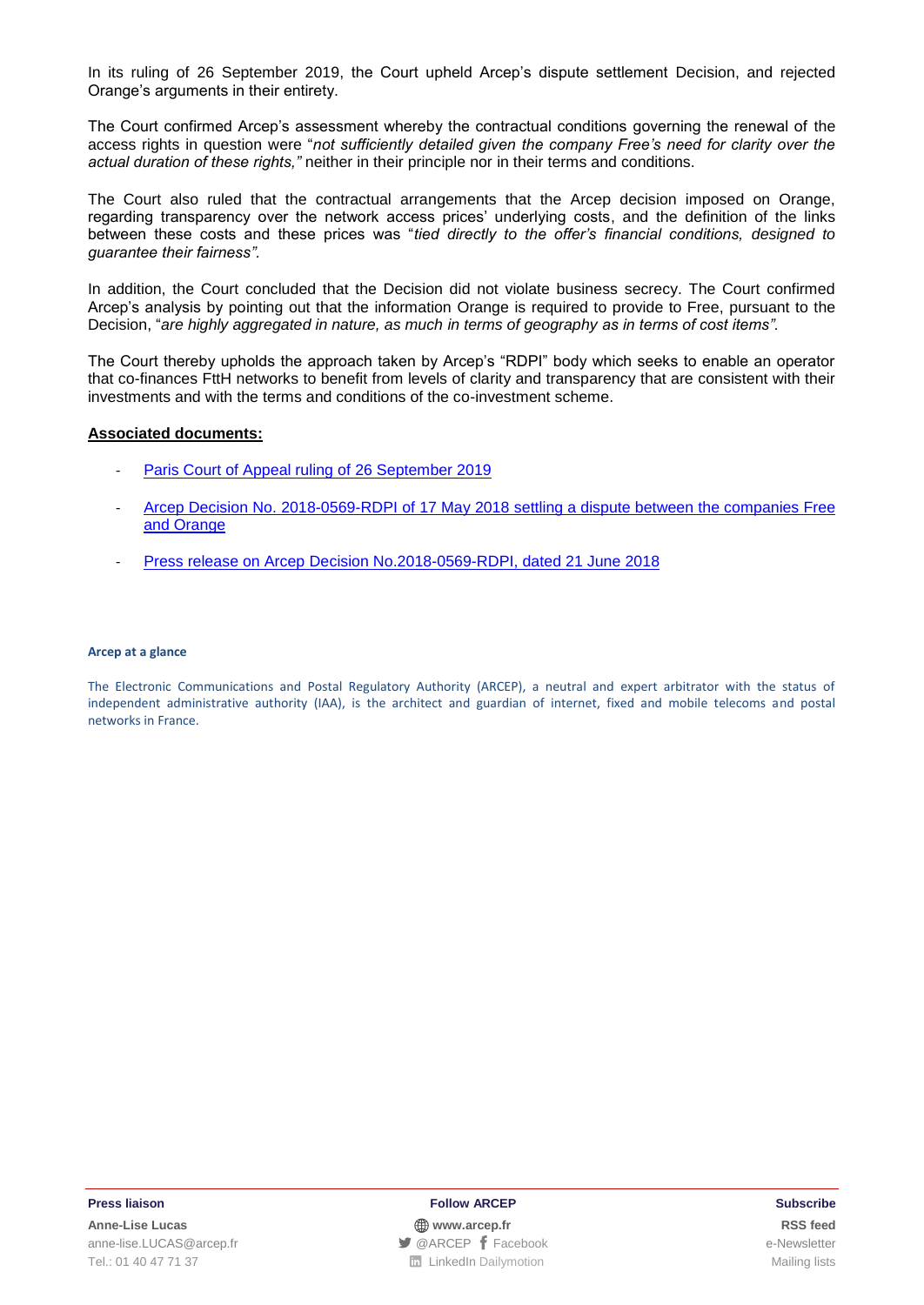In its ruling of 26 September 2019, the Court upheld Arcep's dispute settlement Decision, and rejected Orange's arguments in their entirety.

The Court confirmed Arcep's assessment whereby the contractual conditions governing the renewal of the access rights in question were "*not sufficiently detailed given the company Free's need for clarity over the actual duration of these rights,"* neither in their principle nor in their terms and conditions.

The Court also ruled that the contractual arrangements that the Arcep decision imposed on Orange, regarding transparency over the network access prices' underlying costs, and the definition of the links between these costs and these prices was "*tied directly to the offer's financial conditions, designed to guarantee their fairness".*

In addition, the Court concluded that the Decision did not violate business secrecy. The Court confirmed Arcep's analysis by pointing out that the information Orange is required to provide to Free, pursuant to the Decision, "*are highly aggregated in nature, as much in terms of geography as in terms of cost items".*

The Court thereby upholds the approach taken by Arcep's "RDPI" body which seeks to enable an operator that co-finances FttH networks to benefit from levels of clarity and transparency that are consistent with their investments and with the terms and conditions of the co-investment scheme.

**Associated documents:**

- Paris Court of Appeal ruling of 26 September 2019
- Arcep Decision No. 2018-0569-RDPI of 17 May 2018 settling a dispute between the companies Free and Orange
- Press release on Arcep Decision No.2018-0569-RDPI, dated 21 June 2018

**Arcep at a glance**

The Electronic Communications and Postal Regulatory Authority (ARCEP), a neutral and expert arbitrator with the status of independent administrative authority (IAA), is the architect and guardian of internet, fixed and mobile telecoms and postal networks in France.

**Press liaison**
**Anne-Lise Lucas**
anne-lise.LUCAS@arcep.fr
Tel.: 01 40 47 71 37

**Follow ARCEP**
**www.arcep.fr**
@ARCEP Facebook
LinkedIn Dailymotion

**Subscribe**
**RSS feed**
e-Newsletter
Mailing lists